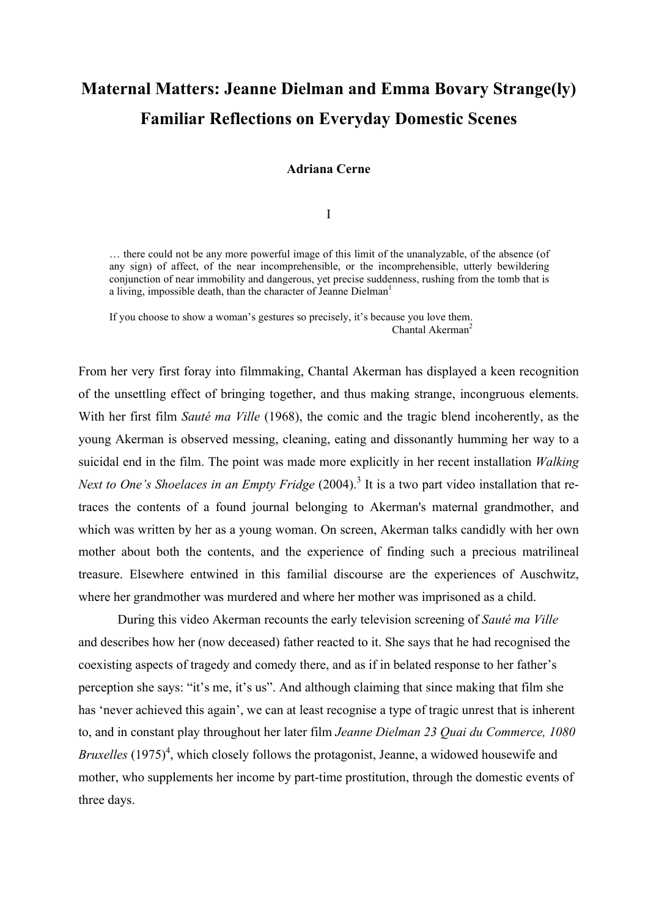# Maternal Matters: Jeanne Dielman and Emma Bovary Strange(ly) Familiar Reflections on Everyday Domestic Scenes

**Adriana Cerne**

I

> … there could not be any more powerful image of this limit of the unanalyzable, of the absence (of any sign) of affect, of the near incomprehensible, or the incomprehensible, utterly bewildering conjunction of near immobility and dangerous, yet precise suddenness, rushing from the tomb that is a living, impossible death, than the character of Jeanne Dielman[1]

> If you choose to show a woman's gestures so precisely, it's because you love them.
> Chantal Akerman[2]

From her very first foray into filmmaking, Chantal Akerman has displayed a keen recognition of the unsettling effect of bringing together, and thus making strange, incongruous elements. With her first film *Sauté ma Ville* (1968), the comic and the tragic blend incoherently, as the young Akerman is observed messing, cleaning, eating and dissonantly humming her way to a suicidal end in the film. The point was made more explicitly in her recent installation *Walking Next to One's Shoelaces in an Empty Fridge* (2004).[3] It is a two part video installation that re-traces the contents of a found journal belonging to Akerman's maternal grandmother, and which was written by her as a young woman. On screen, Akerman talks candidly with her own mother about both the contents, and the experience of finding such a precious matrilineal treasure. Elsewhere entwined in this familial discourse are the experiences of Auschwitz, where her grandmother was murdered and where her mother was imprisoned as a child.

During this video Akerman recounts the early television screening of *Sauté ma Ville* and describes how her (now deceased) father reacted to it. She says that he had recognised the coexisting aspects of tragedy and comedy there, and as if in belated response to her father's perception she says: "it's me, it's us". And although claiming that since making that film she has 'never achieved this again', we can at least recognise a type of tragic unrest that is inherent to, and in constant play throughout her later film *Jeanne Dielman 23 Quai du Commerce, 1080 Bruxelles* (1975)[4], which closely follows the protagonist, Jeanne, a widowed housewife and mother, who supplements her income by part-time prostitution, through the domestic events of three days.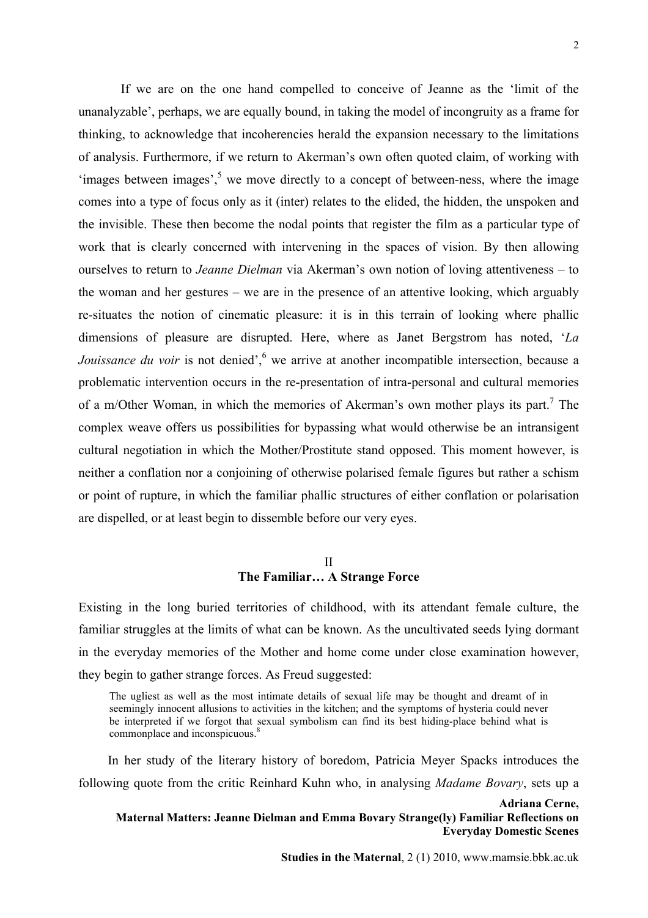If we are on the one hand compelled to conceive of Jeanne as the 'limit of the unanalyzable', perhaps, we are equally bound, in taking the model of incongruity as a frame for thinking, to acknowledge that incoherencies herald the expansion necessary to the limitations of analysis. Furthermore, if we return to Akerman's own often quoted claim, of working with 'images between images',[5] we move directly to a concept of between-ness, where the image comes into a type of focus only as it (inter) relates to the elided, the hidden, the unspoken and the invisible. These then become the nodal points that register the film as a particular type of work that is clearly concerned with intervening in the spaces of vision. By then allowing ourselves to return to *Jeanne Dielman* via Akerman's own notion of loving attentiveness – to the woman and her gestures – we are in the presence of an attentive looking, which arguably re-situates the notion of cinematic pleasure: it is in this terrain of looking where phallic dimensions of pleasure are disrupted. Here, where as Janet Bergstrom has noted, '*La Jouissance du voir* is not denied',[6] we arrive at another incompatible intersection, because a problematic intervention occurs in the re-presentation of intra-personal and cultural memories of a m/Other Woman, in which the memories of Akerman's own mother plays its part.[7] The complex weave offers us possibilities for bypassing what would otherwise be an intransigent cultural negotiation in which the Mother/Prostitute stand opposed. This moment however, is neither a conflation nor a conjoining of otherwise polarised female figures but rather a schism or point of rupture, in which the familiar phallic structures of either conflation or polarisation are dispelled, or at least begin to dissemble before our very eyes.

## II
## The Familiar… A Strange Force

Existing in the long buried territories of childhood, with its attendant female culture, the familiar struggles at the limits of what can be known. As the uncultivated seeds lying dormant in the everyday memories of the Mother and home come under close examination however, they begin to gather strange forces. As Freud suggested:

> The ugliest as well as the most intimate details of sexual life may be thought and dreamt of in seemingly innocent allusions to activities in the kitchen; and the symptoms of hysteria could never be interpreted if we forgot that sexual symbolism can find its best hiding-place behind what is commonplace and inconspicuous.[8]

In her study of the literary history of boredom, Patricia Meyer Spacks introduces the following quote from the critic Reinhard Kuhn who, in analysing *Madame Bovary*, sets up a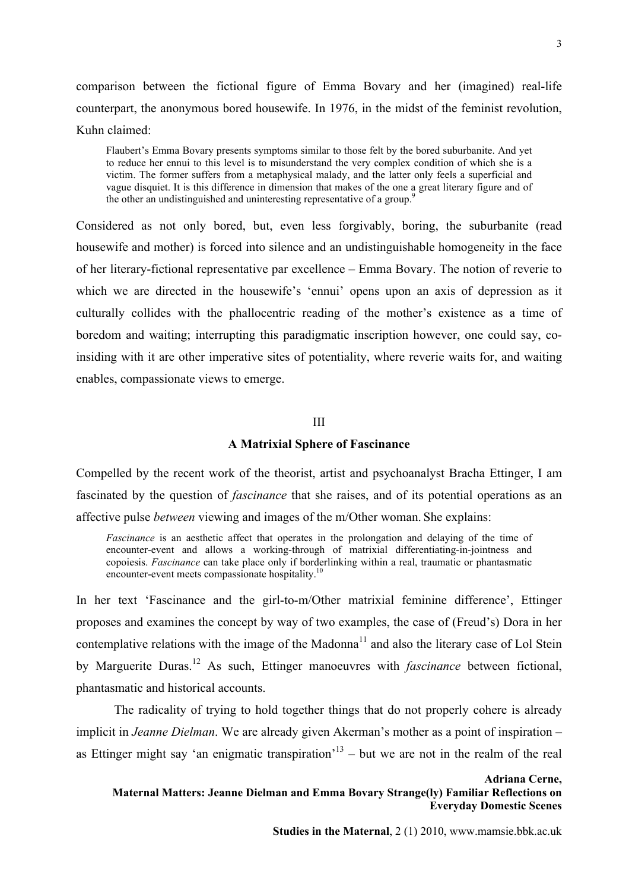comparison between the fictional figure of Emma Bovary and her (imagined) real-life counterpart, the anonymous bored housewife. In 1976, in the midst of the feminist revolution, Kuhn claimed:

> Flaubert's Emma Bovary presents symptoms similar to those felt by the bored suburbanite. And yet to reduce her ennui to this level is to misunderstand the very complex condition of which she is a victim. The former suffers from a metaphysical malady, and the latter only feels a superficial and vague disquiet. It is this difference in dimension that makes of the one a great literary figure and of the other an undistinguished and uninteresting representative of a group.[9]

Considered as not only bored, but, even less forgivably, boring, the suburbanite (read housewife and mother) is forced into silence and an undistinguishable homogeneity in the face of her literary-fictional representative par excellence – Emma Bovary. The notion of reverie to which we are directed in the housewife's 'ennui' opens upon an axis of depression as it culturally collides with the phallocentric reading of the mother's existence as a time of boredom and waiting; interrupting this paradigmatic inscription however, one could say, co-insiding with it are other imperative sites of potentiality, where reverie waits for, and waiting enables, compassionate views to emerge.

## III

## A Matrixial Sphere of Fascinance

Compelled by the recent work of the theorist, artist and psychoanalyst Bracha Ettinger, I am fascinated by the question of *fascinance* that she raises, and of its potential operations as an affective pulse *between* viewing and images of the m/Other woman. She explains:

> *Fascinance* is an aesthetic affect that operates in the prolongation and delaying of the time of encounter-event and allows a working-through of matrixial differentiating-in-jointness and copoiesis. *Fascinance* can take place only if borderlinking within a real, traumatic or phantasmatic encounter-event meets compassionate hospitality.[10]

In her text 'Fascinance and the girl-to-m/Other matrixial feminine difference', Ettinger proposes and examines the concept by way of two examples, the case of (Freud's) Dora in her contemplative relations with the image of the Madonna[11] and also the literary case of Lol Stein by Marguerite Duras.[12] As such, Ettinger manoeuvres with *fascinance* between fictional, phantasmatic and historical accounts.

The radicality of trying to hold together things that do not properly cohere is already implicit in *Jeanne Dielman*. We are already given Akerman's mother as a point of inspiration – as Ettinger might say 'an enigmatic transpiration'[13] – but we are not in the realm of the real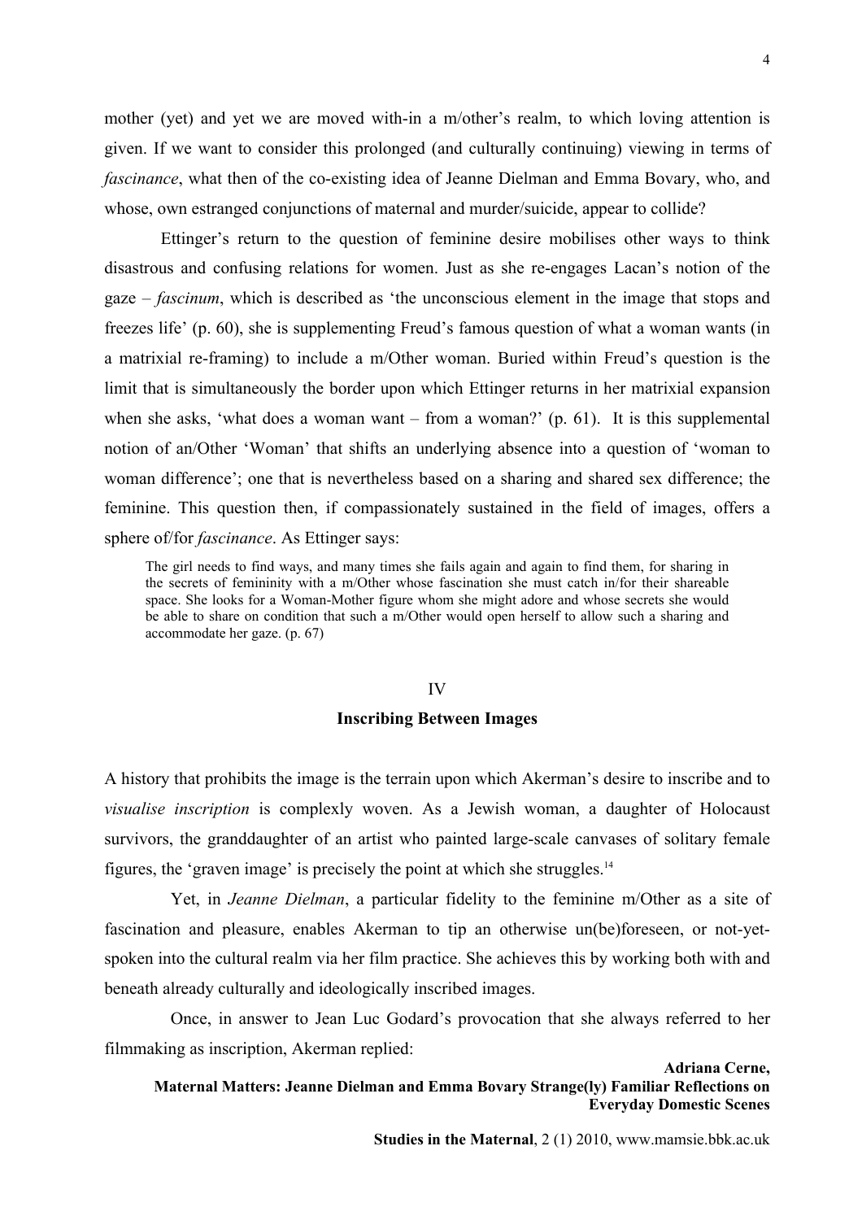mother (yet) and yet we are moved with-in a m/other's realm, to which loving attention is given. If we want to consider this prolonged (and culturally continuing) viewing in terms of *fascinance*, what then of the co-existing idea of Jeanne Dielman and Emma Bovary, who, and whose, own estranged conjunctions of maternal and murder/suicide, appear to collide?

Ettinger's return to the question of feminine desire mobilises other ways to think disastrous and confusing relations for women. Just as she re-engages Lacan's notion of the gaze – *fascinum*, which is described as 'the unconscious element in the image that stops and freezes life' (p. 60), she is supplementing Freud's famous question of what a woman wants (in a matrixial re-framing) to include a m/Other woman. Buried within Freud's question is the limit that is simultaneously the border upon which Ettinger returns in her matrixial expansion when she asks, 'what does a woman want – from a woman?' (p. 61). It is this supplemental notion of an/Other 'Woman' that shifts an underlying absence into a question of 'woman to woman difference'; one that is nevertheless based on a sharing and shared sex difference; the feminine. This question then, if compassionately sustained in the field of images, offers a sphere of/for *fascinance*. As Ettinger says:

> The girl needs to find ways, and many times she fails again and again to find them, for sharing in the secrets of femininity with a m/Other whose fascination she must catch in/for their shareable space. She looks for a Woman-Mother figure whom she might adore and whose secrets she would be able to share on condition that such a m/Other would open herself to allow such a sharing and accommodate her gaze. (p. 67)

## IV
## Inscribing Between Images

A history that prohibits the image is the terrain upon which Akerman's desire to inscribe and to *visualise inscription* is complexly woven. As a Jewish woman, a daughter of Holocaust survivors, the granddaughter of an artist who painted large-scale canvases of solitary female figures, the 'graven image' is precisely the point at which she struggles.[14]

Yet, in *Jeanne Dielman*, a particular fidelity to the feminine m/Other as a site of fascination and pleasure, enables Akerman to tip an otherwise un(be)foreseen, or not-yet-spoken into the cultural realm via her film practice. She achieves this by working both with and beneath already culturally and ideologically inscribed images.

Once, in answer to Jean Luc Godard's provocation that she always referred to her filmmaking as inscription, Akerman replied: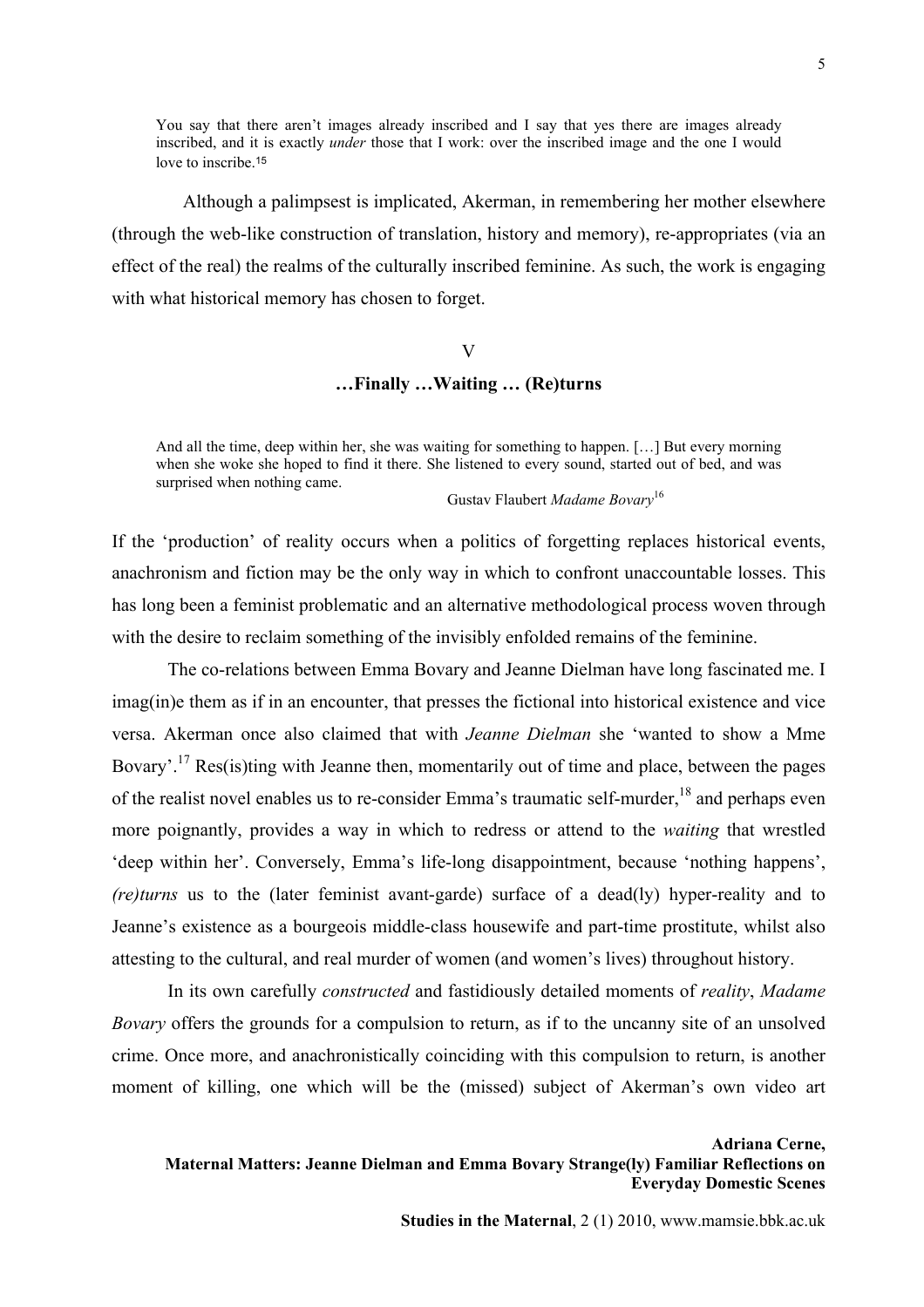> You say that there aren't images already inscribed and I say that yes there are images already inscribed, and it is exactly *under* those that I work: over the inscribed image and the one I would love to inscribe.[15]

Although a palimpsest is implicated, Akerman, in remembering her mother elsewhere (through the web-like construction of translation, history and memory), re-appropriates (via an effect of the real) the realms of the culturally inscribed feminine. As such, the work is engaging with what historical memory has chosen to forget.

## V

## …Finally …Waiting … (Re)turns

> And all the time, deep within her, she was waiting for something to happen. […] But every morning when she woke she hoped to find it there. She listened to every sound, started out of bed, and was surprised when nothing came.
>
> Gustav Flaubert *Madame Bovary*[16]

If the 'production' of reality occurs when a politics of forgetting replaces historical events, anachronism and fiction may be the only way in which to confront unaccountable losses. This has long been a feminist problematic and an alternative methodological process woven through with the desire to reclaim something of the invisibly enfolded remains of the feminine.

The co-relations between Emma Bovary and Jeanne Dielman have long fascinated me. I imag(in)e them as if in an encounter, that presses the fictional into historical existence and vice versa. Akerman once also claimed that with *Jeanne Dielman* she 'wanted to show a Mme Bovary'.[17] Res(is)ting with Jeanne then, momentarily out of time and place, between the pages of the realist novel enables us to re-consider Emma's traumatic self-murder,[18] and perhaps even more poignantly, provides a way in which to redress or attend to the *waiting* that wrestled 'deep within her'. Conversely, Emma's life-long disappointment, because 'nothing happens', *(re)turns* us to the (later feminist avant-garde) surface of a dead(ly) hyper-reality and to Jeanne's existence as a bourgeois middle-class housewife and part-time prostitute, whilst also attesting to the cultural, and real murder of women (and women's lives) throughout history.

In its own carefully *constructed* and fastidiously detailed moments of *reality*, *Madame Bovary* offers the grounds for a compulsion to return, as if to the uncanny site of an unsolved crime. Once more, and anachronistically coinciding with this compulsion to return, is another moment of killing, one which will be the (missed) subject of Akerman's own video art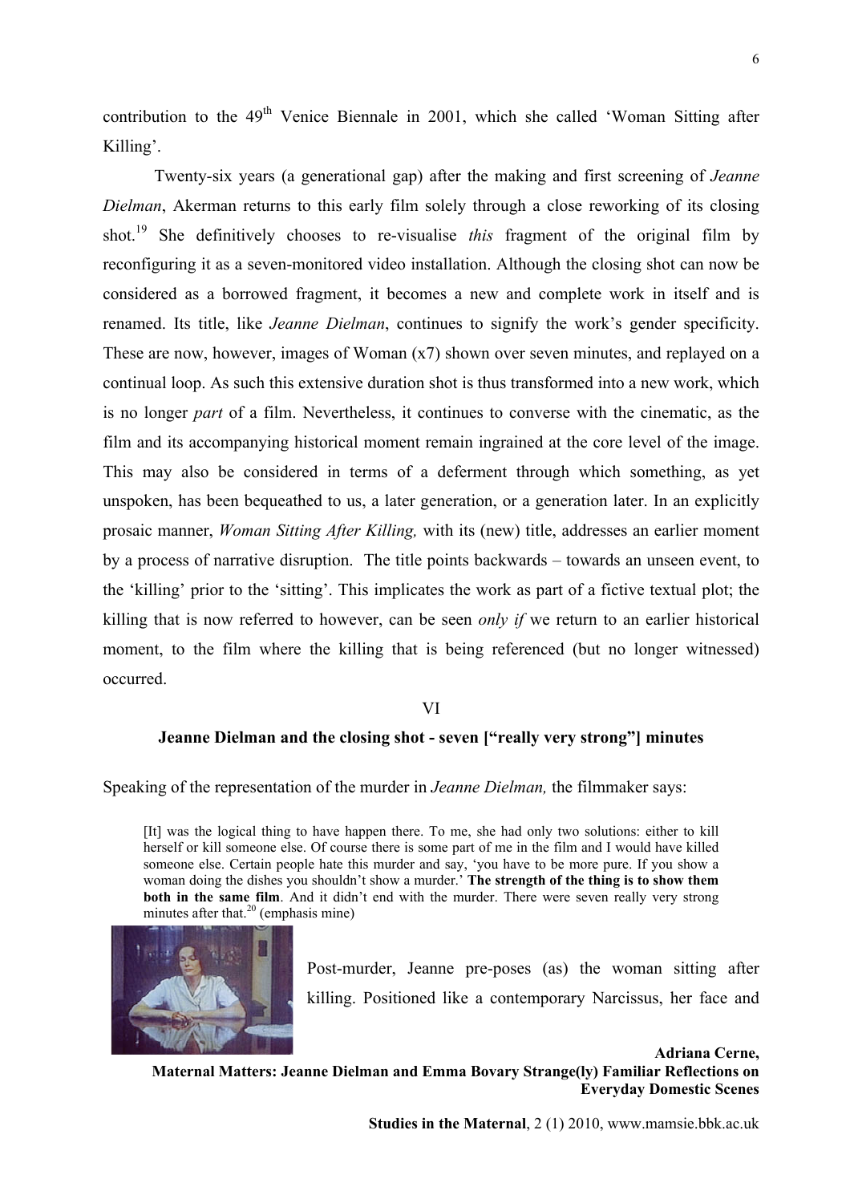contribution to the 49th Venice Biennale in 2001, which she called 'Woman Sitting after Killing'.

Twenty-six years (a generational gap) after the making and first screening of *Jeanne Dielman*, Akerman returns to this early film solely through a close reworking of its closing shot.[19] She definitively chooses to re-visualise *this* fragment of the original film by reconfiguring it as a seven-monitored video installation. Although the closing shot can now be considered as a borrowed fragment, it becomes a new and complete work in itself and is renamed. Its title, like *Jeanne Dielman*, continues to signify the work's gender specificity. These are now, however, images of Woman (x7) shown over seven minutes, and replayed on a continual loop. As such this extensive duration shot is thus transformed into a new work, which is no longer *part* of a film. Nevertheless, it continues to converse with the cinematic, as the film and its accompanying historical moment remain ingrained at the core level of the image. This may also be considered in terms of a deferment through which something, as yet unspoken, has been bequeathed to us, a later generation, or a generation later. In an explicitly prosaic manner, *Woman Sitting After Killing,* with its (new) title, addresses an earlier moment by a process of narrative disruption. The title points backwards – towards an unseen event, to the 'killing' prior to the 'sitting'. This implicates the work as part of a fictive textual plot; the killing that is now referred to however, can be seen *only if* we return to an earlier historical moment, to the film where the killing that is being referenced (but no longer witnessed) occurred.

## VI

### Jeanne Dielman and the closing shot - seven ["really very strong"] minutes

Speaking of the representation of the murder in *Jeanne Dielman,* the filmmaker says:

> [It] was the logical thing to have happen there. To me, she had only two solutions: either to kill herself or kill someone else. Of course there is some part of me in the film and I would have killed someone else. Certain people hate this murder and say, 'you have to be more pure. If you show a woman doing the dishes you shouldn't show a murder.' **The strength of the thing is to show them both in the same film**. And it didn't end with the murder. There were seven really very strong minutes after that.[20] (emphasis mine)

Post-murder, Jeanne pre-poses (as) the woman sitting after killing. Positioned like a contemporary Narcissus, her face and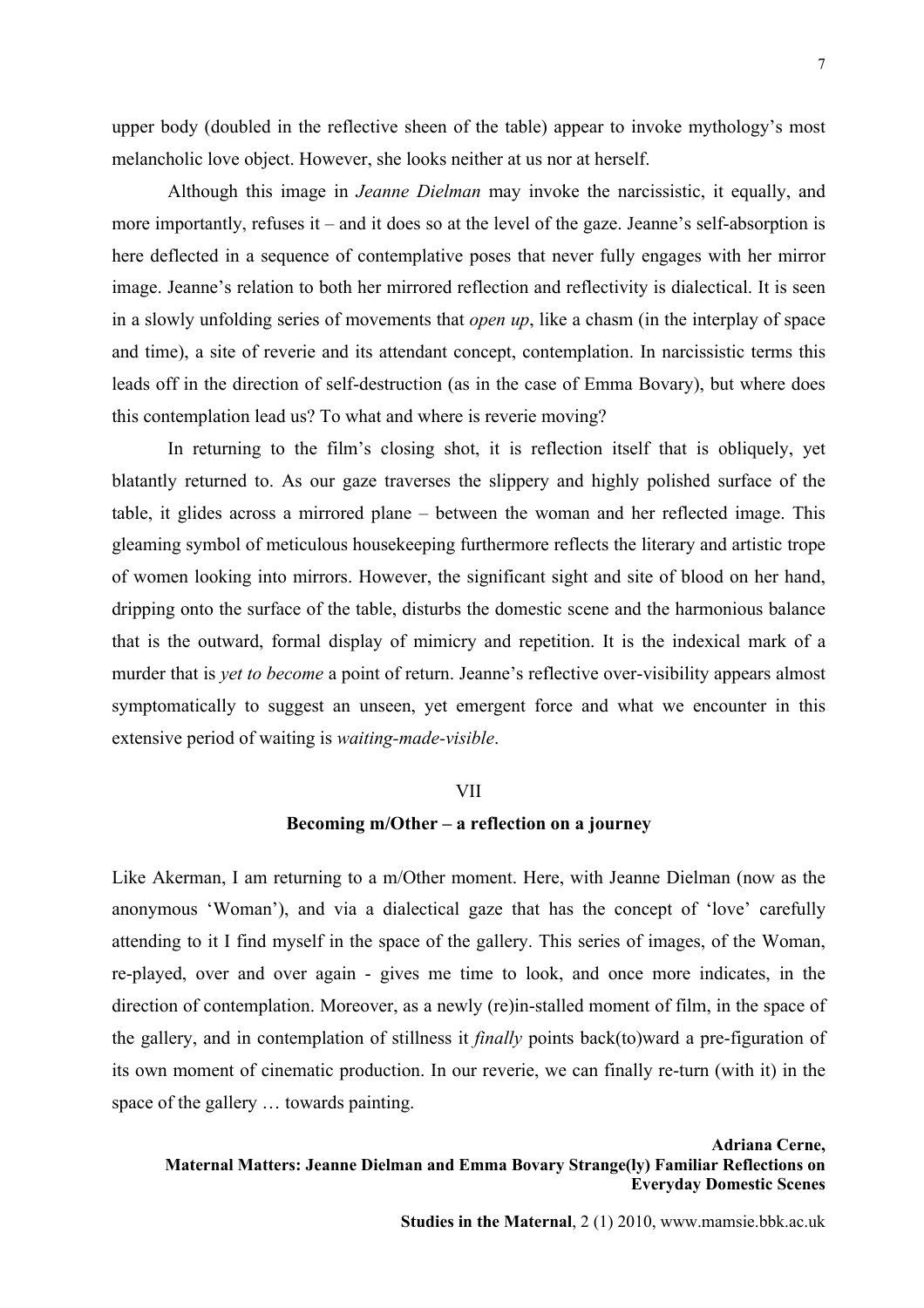upper body (doubled in the reflective sheen of the table) appear to invoke mythology's most melancholic love object. However, she looks neither at us nor at herself.

Although this image in *Jeanne Dielman* may invoke the narcissistic, it equally, and more importantly, refuses it – and it does so at the level of the gaze. Jeanne's self-absorption is here deflected in a sequence of contemplative poses that never fully engages with her mirror image. Jeanne's relation to both her mirrored reflection and reflectivity is dialectical. It is seen in a slowly unfolding series of movements that *open up*, like a chasm (in the interplay of space and time), a site of reverie and its attendant concept, contemplation. In narcissistic terms this leads off in the direction of self-destruction (as in the case of Emma Bovary), but where does this contemplation lead us? To what and where is reverie moving?

In returning to the film's closing shot, it is reflection itself that is obliquely, yet blatantly returned to. As our gaze traverses the slippery and highly polished surface of the table, it glides across a mirrored plane – between the woman and her reflected image. This gleaming symbol of meticulous housekeeping furthermore reflects the literary and artistic trope of women looking into mirrors. However, the significant sight and site of blood on her hand, dripping onto the surface of the table, disturbs the domestic scene and the harmonious balance that is the outward, formal display of mimicry and repetition. It is the indexical mark of a murder that is *yet to become* a point of return. Jeanne's reflective over-visibility appears almost symptomatically to suggest an unseen, yet emergent force and what we encounter in this extensive period of waiting is *waiting-made-visible*.

## VII

## Becoming m/Other – a reflection on a journey

Like Akerman, I am returning to a m/Other moment. Here, with Jeanne Dielman (now as the anonymous 'Woman'), and via a dialectical gaze that has the concept of 'love' carefully attending to it I find myself in the space of the gallery. This series of images, of the Woman, re-played, over and over again - gives me time to look, and once more indicates, in the direction of contemplation. Moreover, as a newly (re)in-stalled moment of film, in the space of the gallery, and in contemplation of stillness it *finally* points back(to)ward a pre-figuration of its own moment of cinematic production. In our reverie, we can finally re-turn (with it) in the space of the gallery … towards painting.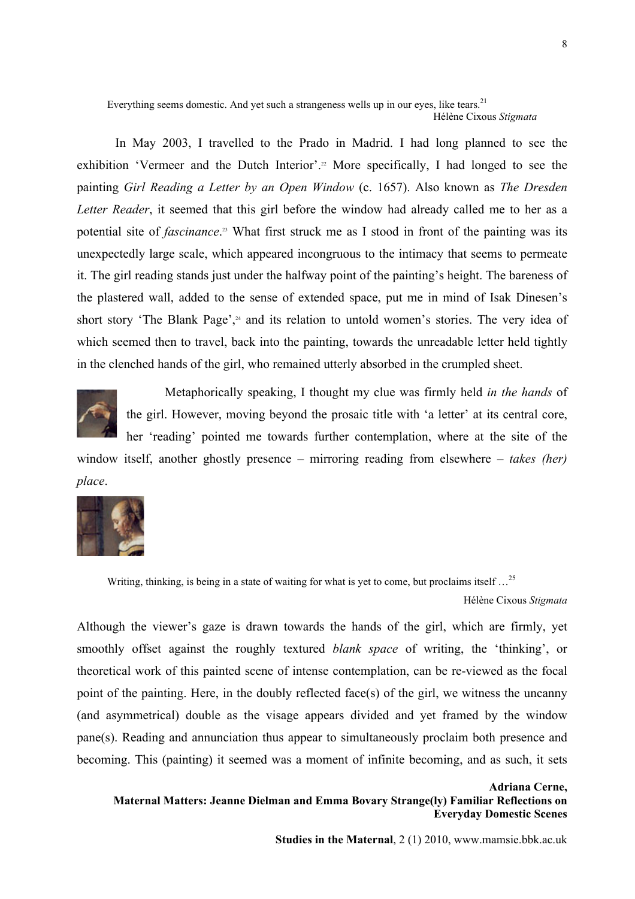> Everything seems domestic. And yet such a strangeness wells up in our eyes, like tears.[21]
>
> Hélène Cixous *Stigmata*

In May 2003, I travelled to the Prado in Madrid. I had long planned to see the exhibition 'Vermeer and the Dutch Interior'.[22] More specifically, I had longed to see the painting *Girl Reading a Letter by an Open Window* (c. 1657). Also known as *The Dresden Letter Reader*, it seemed that this girl before the window had already called me to her as a potential site of *fascinance*.[23] What first struck me as I stood in front of the painting was its unexpectedly large scale, which appeared incongruous to the intimacy that seems to permeate it. The girl reading stands just under the halfway point of the painting's height. The bareness of the plastered wall, added to the sense of extended space, put me in mind of Isak Dinesen's short story 'The Blank Page',[24] and its relation to untold women's stories. The very idea of which seemed then to travel, back into the painting, towards the unreadable letter held tightly in the clenched hands of the girl, who remained utterly absorbed in the crumpled sheet.

Metaphorically speaking, I thought my clue was firmly held *in the hands* of the girl. However, moving beyond the prosaic title with 'a letter' at its central core, her 'reading' pointed me towards further contemplation, where at the site of the window itself, another ghostly presence – mirroring reading from elsewhere – *takes (her) place*.

> Writing, thinking, is being in a state of waiting for what is yet to come, but proclaims itself …[25]
>
> Hélène Cixous *Stigmata*

Although the viewer's gaze is drawn towards the hands of the girl, which are firmly, yet smoothly offset against the roughly textured *blank space* of writing, the 'thinking', or theoretical work of this painted scene of intense contemplation, can be re-viewed as the focal point of the painting. Here, in the doubly reflected face(s) of the girl, we witness the uncanny (and asymmetrical) double as the visage appears divided and yet framed by the window pane(s). Reading and annunciation thus appear to simultaneously proclaim both presence and becoming. This (painting) it seemed was a moment of infinite becoming, and as such, it sets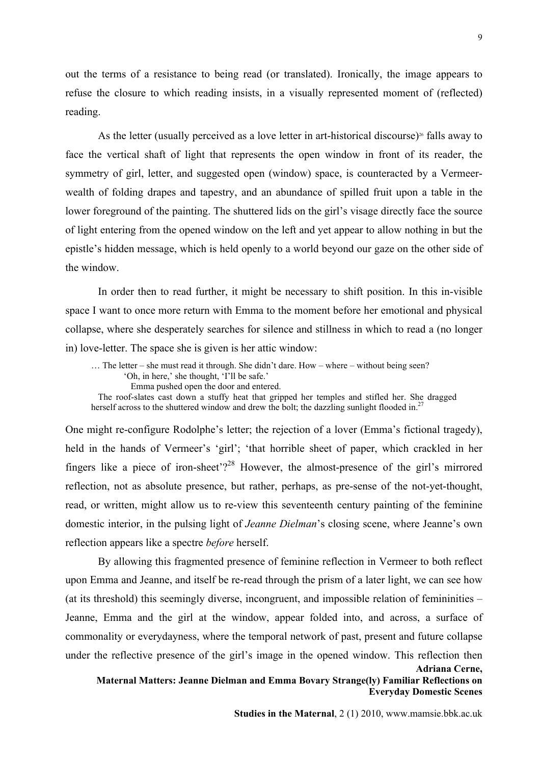out the terms of a resistance to being read (or translated). Ironically, the image appears to refuse the closure to which reading insists, in a visually represented moment of (reflected) reading.

As the letter (usually perceived as a love letter in art-historical discourse)[26] falls away to face the vertical shaft of light that represents the open window in front of its reader, the symmetry of girl, letter, and suggested open (window) space, is counteracted by a Vermeer-wealth of folding drapes and tapestry, and an abundance of spilled fruit upon a table in the lower foreground of the painting. The shuttered lids on the girl's visage directly face the source of light entering from the opened window on the left and yet appear to allow nothing in but the epistle's hidden message, which is held openly to a world beyond our gaze on the other side of the window.

In order then to read further, it might be necessary to shift position. In this in-visible space I want to once more return with Emma to the moment before her emotional and physical collapse, where she desperately searches for silence and stillness in which to read a (no longer in) love-letter. The space she is given is her attic window:

> … The letter – she must read it through. She didn't dare. How – where – without being seen?
>
> 'Oh, in here,' she thought, 'I'll be safe.'
>
> Emma pushed open the door and entered.
>
> The roof-slates cast down a stuffy heat that gripped her temples and stifled her. She dragged herself across to the shuttered window and drew the bolt; the dazzling sunlight flooded in.[27]

One might re-configure Rodolphe's letter; the rejection of a lover (Emma's fictional tragedy), held in the hands of Vermeer's 'girl'; 'that horrible sheet of paper, which crackled in her fingers like a piece of iron-sheet'?[28] However, the almost-presence of the girl's mirrored reflection, not as absolute presence, but rather, perhaps, as pre-sense of the not-yet-thought, read, or written, might allow us to re-view this seventeenth century painting of the feminine domestic interior, in the pulsing light of *Jeanne Dielman*'s closing scene, where Jeanne's own reflection appears like a spectre *before* herself.

By allowing this fragmented presence of feminine reflection in Vermeer to both reflect upon Emma and Jeanne, and itself be re-read through the prism of a later light, we can see how (at its threshold) this seemingly diverse, incongruent, and impossible relation of femininities – Jeanne, Emma and the girl at the window, appear folded into, and across, a surface of commonality or everydayness, where the temporal network of past, present and future collapse under the reflective presence of the girl's image in the opened window. This reflection then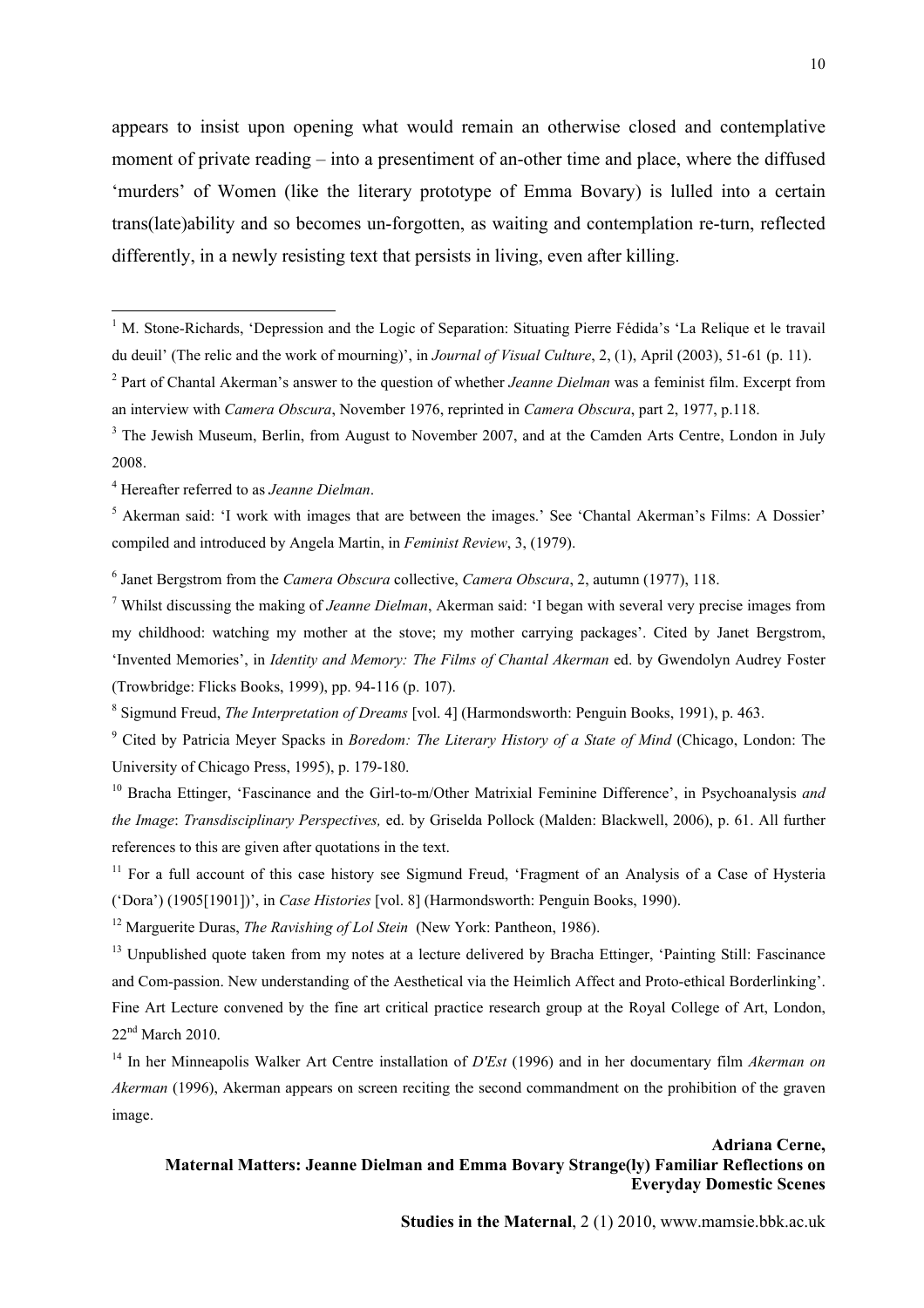appears to insist upon opening what would remain an otherwise closed and contemplative moment of private reading – into a presentiment of an-other time and place, where the diffused 'murders' of Women (like the literary prototype of Emma Bovary) is lulled into a certain trans(late)ability and so becomes un-forgotten, as waiting and contemplation re-turn, reflected differently, in a newly resisting text that persists in living, even after killing.

---

[1] M. Stone-Richards, 'Depression and the Logic of Separation: Situating Pierre Fédida's 'La Relique et le travail du deuil' (The relic and the work of mourning)', in *Journal of Visual Culture*, 2, (1), April (2003), 51-61 (p. 11).

[2] Part of Chantal Akerman's answer to the question of whether *Jeanne Dielman* was a feminist film. Excerpt from an interview with *Camera Obscura*, November 1976, reprinted in *Camera Obscura*, part 2, 1977, p.118.

[3] The Jewish Museum, Berlin, from August to November 2007, and at the Camden Arts Centre, London in July 2008.

[4] Hereafter referred to as *Jeanne Dielman*.

[5] Akerman said: 'I work with images that are between the images.' See 'Chantal Akerman's Films: A Dossier' compiled and introduced by Angela Martin, in *Feminist Review*, 3, (1979).

[6] Janet Bergstrom from the *Camera Obscura* collective, *Camera Obscura*, 2, autumn (1977), 118.

[7] Whilst discussing the making of *Jeanne Dielman*, Akerman said: 'I began with several very precise images from my childhood: watching my mother at the stove; my mother carrying packages'. Cited by Janet Bergstrom, 'Invented Memories', in *Identity and Memory: The Films of Chantal Akerman* ed. by Gwendolyn Audrey Foster (Trowbridge: Flicks Books, 1999), pp. 94-116 (p. 107).

[8] Sigmund Freud, *The Interpretation of Dreams* [vol. 4] (Harmondsworth: Penguin Books, 1991), p. 463.

[9] Cited by Patricia Meyer Spacks in *Boredom: The Literary History of a State of Mind* (Chicago, London: The University of Chicago Press, 1995), p. 179-180.

[10] Bracha Ettinger, 'Fascinance and the Girl-to-m/Other Matrixial Feminine Difference', in Psychoanalysis *and the Image*: *Transdisciplinary Perspectives,* ed. by Griselda Pollock (Malden: Blackwell, 2006), p. 61. All further references to this are given after quotations in the text.

[11] For a full account of this case history see Sigmund Freud, 'Fragment of an Analysis of a Case of Hysteria ('Dora') (1905[1901])', in *Case Histories* [vol. 8] (Harmondsworth: Penguin Books, 1990).

[12] Marguerite Duras, *The Ravishing of Lol Stein* (New York: Pantheon, 1986).

[13] Unpublished quote taken from my notes at a lecture delivered by Bracha Ettinger, 'Painting Still: Fascinance and Com-passion. New understanding of the Aesthetical via the Heimlich Affect and Proto-ethical Borderlinking'. Fine Art Lecture convened by the fine art critical practice research group at the Royal College of Art, London, 22nd March 2010.

[14] In her Minneapolis Walker Art Centre installation of *D'Est* (1996) and in her documentary film *Akerman on Akerman* (1996), Akerman appears on screen reciting the second commandment on the prohibition of the graven image.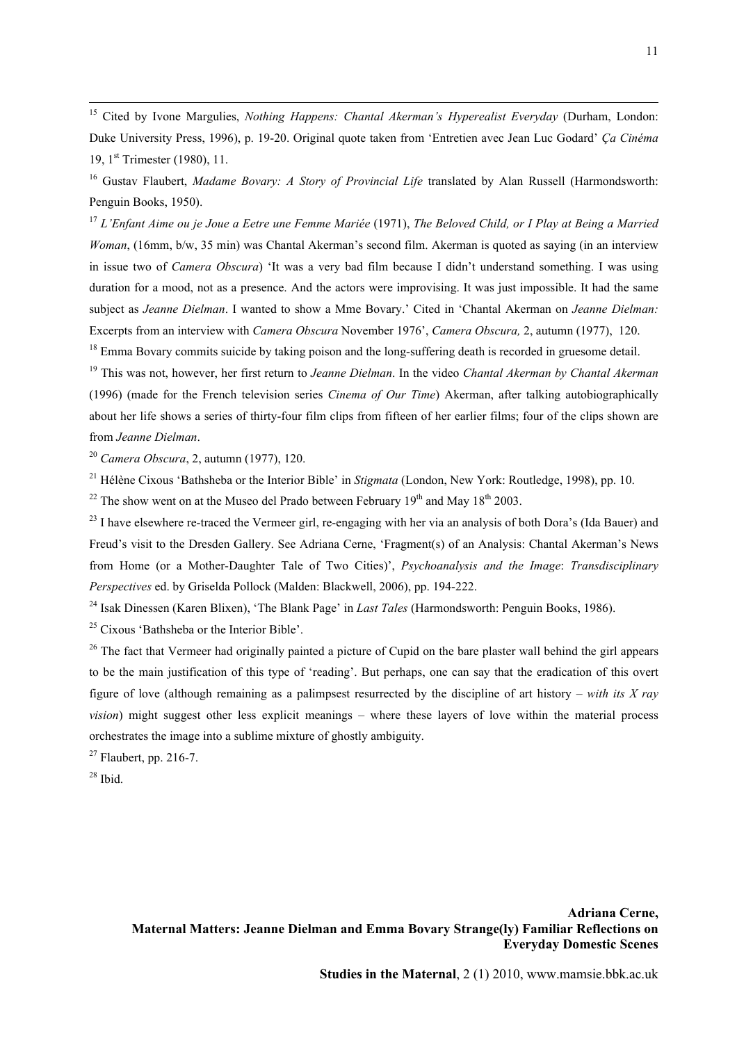[15] Cited by Ivone Margulies, *Nothing Happens: Chantal Akerman's Hyperealist Everyday* (Durham, London: Duke University Press, 1996), p. 19-20. Original quote taken from 'Entretien avec Jean Luc Godard' *Ça Cinéma* 19, 1st Trimester (1980), 11.

[16] Gustav Flaubert, *Madame Bovary: A Story of Provincial Life* translated by Alan Russell (Harmondsworth: Penguin Books, 1950).

[17] *L'Enfant Aime ou je Joue a Eetre une Femme Mariée* (1971), *The Beloved Child, or I Play at Being a Married Woman*, (16mm, b/w, 35 min) was Chantal Akerman's second film. Akerman is quoted as saying (in an interview in issue two of *Camera Obscura*) 'It was a very bad film because I didn't understand something. I was using duration for a mood, not as a presence. And the actors were improvising. It was just impossible. It had the same subject as *Jeanne Dielman*. I wanted to show a Mme Bovary.' Cited in 'Chantal Akerman on *Jeanne Dielman:* Excerpts from an interview with *Camera Obscura* November 1976', *Camera Obscura,* 2, autumn (1977), 120.

[18] Emma Bovary commits suicide by taking poison and the long-suffering death is recorded in gruesome detail.

[19] This was not, however, her first return to *Jeanne Dielman*. In the video *Chantal Akerman by Chantal Akerman* (1996) (made for the French television series *Cinema of Our Time*) Akerman, after talking autobiographically about her life shows a series of thirty-four film clips from fifteen of her earlier films; four of the clips shown are from *Jeanne Dielman*.

[20] *Camera Obscura*, 2, autumn (1977), 120.

[21] Hélène Cixous 'Bathsheba or the Interior Bible' in *Stigmata* (London, New York: Routledge, 1998), pp. 10.

[22] The show went on at the Museo del Prado between February 19th and May 18th 2003.

[23] I have elsewhere re-traced the Vermeer girl, re-engaging with her via an analysis of both Dora's (Ida Bauer) and Freud's visit to the Dresden Gallery. See Adriana Cerne, 'Fragment(s) of an Analysis: Chantal Akerman's News from Home (or a Mother-Daughter Tale of Two Cities)', *Psychoanalysis and the Image*: *Transdisciplinary Perspectives* ed. by Griselda Pollock (Malden: Blackwell, 2006), pp. 194-222.

[24] Isak Dinessen (Karen Blixen), 'The Blank Page' in *Last Tales* (Harmondsworth: Penguin Books, 1986).

[25] Cixous 'Bathsheba or the Interior Bible'.

[26] The fact that Vermeer had originally painted a picture of Cupid on the bare plaster wall behind the girl appears to be the main justification of this type of 'reading'. But perhaps, one can say that the eradication of this overt figure of love (although remaining as a palimpsest resurrected by the discipline of art history – *with its X ray vision*) might suggest other less explicit meanings – where these layers of love within the material process orchestrates the image into a sublime mixture of ghostly ambiguity.

[27] Flaubert, pp. 216-7.

[28] Ibid.